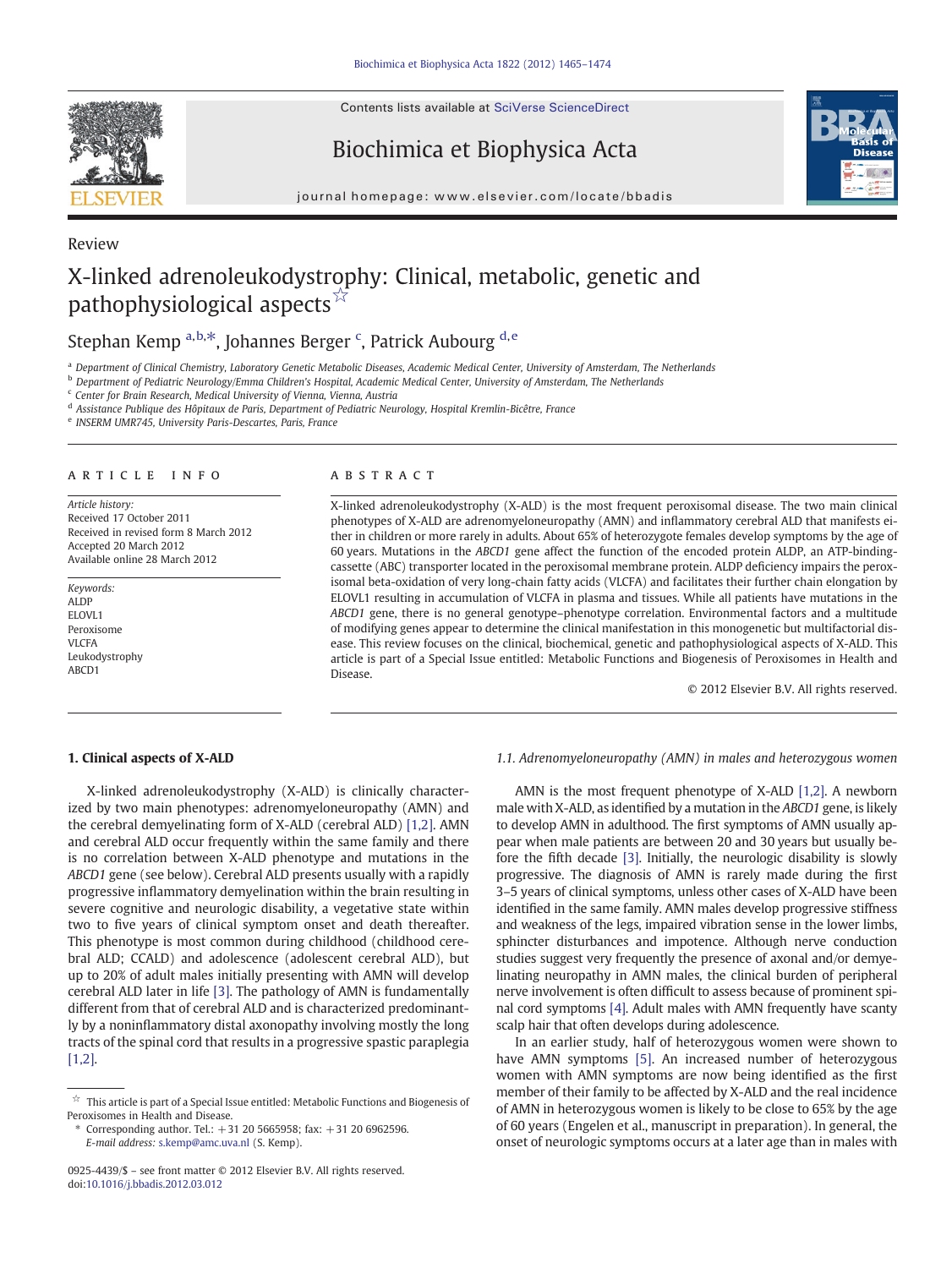Review

# X-linked adrenoleukodystrophy: Clinical, metabolic, genetic and pathophysiological aspects ☆

Stephan Kemp [a,b,*], Johannes Berger [c], Patrick Aubourg [d,e]

[a] Department of Clinical Chemistry, Laboratory Genetic Metabolic Diseases, Academic Medical Center, University of Amsterdam, The Netherlands
[b] Department of Pediatric Neurology/Emma Children's Hospital, Academic Medical Center, University of Amsterdam, The Netherlands
[c] Center for Brain Research, Medical University of Vienna, Vienna, Austria
[d] Assistance Publique des Hôpitaux de Paris, Department of Pediatric Neurology, Hospital Kremlin-Bicêtre, France
[e] INSERM UMR745, University Paris-Descartes, Paris, France

## ARTICLE INFO

*Article history:*
Received 17 October 2011
Received in revised form 8 March 2012
Accepted 20 March 2012
Available online 28 March 2012

*Keywords:*
ALDP
ELOVL1
Peroxisome
VLCFA
Leukodystrophy
ABCD1

## ABSTRACT

X-linked adrenoleukodystrophy (X-ALD) is the most frequent peroxisomal disease. The two main clinical phenotypes of X-ALD are adrenomyeloneuropathy (AMN) and inflammatory cerebral ALD that manifests either in children or more rarely in adults. About 65% of heterozygote females develop symptoms by the age of 60 years. Mutations in the *ABCD1* gene affect the function of the encoded protein ALDP, an ATP-binding-cassette (ABC) transporter located in the peroxisomal membrane protein. ALDP deficiency impairs the peroxisomal beta-oxidation of very long-chain fatty acids (VLCFA) and facilitates their further chain elongation by ELOVL1 resulting in accumulation of VLCFA in plasma and tissues. While all patients have mutations in the *ABCD1* gene, there is no general genotype–phenotype correlation. Environmental factors and a multitude of modifying genes appear to determine the clinical manifestation in this monogenetic but multifactorial disease. This review focuses on the clinical, biochemical, genetic and pathophysiological aspects of X-ALD. This article is part of a Special Issue entitled: Metabolic Functions and Biogenesis of Peroxisomes in Health and Disease.

© 2012 Elsevier B.V. All rights reserved.

## 1. Clinical aspects of X-ALD

X-linked adrenoleukodystrophy (X-ALD) is clinically characterized by two main phenotypes: adrenomyeloneuropathy (AMN) and the cerebral demyelinating form of X-ALD (cerebral ALD) [1,2]. AMN and cerebral ALD occur frequently within the same family and there is no correlation between X-ALD phenotype and mutations in the *ABCD1* gene (see below). Cerebral ALD presents usually with a rapidly progressive inflammatory demyelination within the brain resulting in severe cognitive and neurologic disability, a vegetative state within two to five years of clinical symptom onset and death thereafter. This phenotype is most common during childhood (childhood cerebral ALD; CCALD) and adolescence (adolescent cerebral ALD), but up to 20% of adult males initially presenting with AMN will develop cerebral ALD later in life [3]. The pathology of AMN is fundamentally different from that of cerebral ALD and is characterized predominantly by a noninflammatory distal axonopathy involving mostly the long tracts of the spinal cord that results in a progressive spastic paraplegia [1,2].

### *1.1. Adrenomyeloneuropathy (AMN) in males and heterozygous women*

AMN is the most frequent phenotype of X-ALD [1,2]. A newborn male with X-ALD, as identified by a mutation in the *ABCD1* gene, is likely to develop AMN in adulthood. The first symptoms of AMN usually appear when male patients are between 20 and 30 years but usually before the fifth decade [3]. Initially, the neurologic disability is slowly progressive. The diagnosis of AMN is rarely made during the first 3–5 years of clinical symptoms, unless other cases of X-ALD have been identified in the same family. AMN males develop progressive stiffness and weakness of the legs, impaired vibration sense in the lower limbs, sphincter disturbances and impotence. Although nerve conduction studies suggest very frequently the presence of axonal and/or demyelinating neuropathy in AMN males, the clinical burden of peripheral nerve involvement is often difficult to assess because of prominent spinal cord symptoms [4]. Adult males with AMN frequently have scanty scalp hair that often develops during adolescence.

In an earlier study, half of heterozygous women were shown to have AMN symptoms [5]. An increased number of heterozygous women with AMN symptoms are now being identified as the first member of their family to be affected by X-ALD and the real incidence of AMN in heterozygous women is likely to be close to 65% by the age of 60 years (Engelen et al., manuscript in preparation). In general, the onset of neurologic symptoms occurs at a later age than in males with

☆ This article is part of a Special Issue entitled: Metabolic Functions and Biogenesis of Peroxisomes in Health and Disease.
* Corresponding author. Tel.: +31 20 5665958; fax: +31 20 6962596.
*E-mail address:* s.kemp@amc.uva.nl (S. Kemp).

0925-4439/$ – see front matter © 2012 Elsevier B.V. All rights reserved.
doi:10.1016/j.bbadis.2012.03.012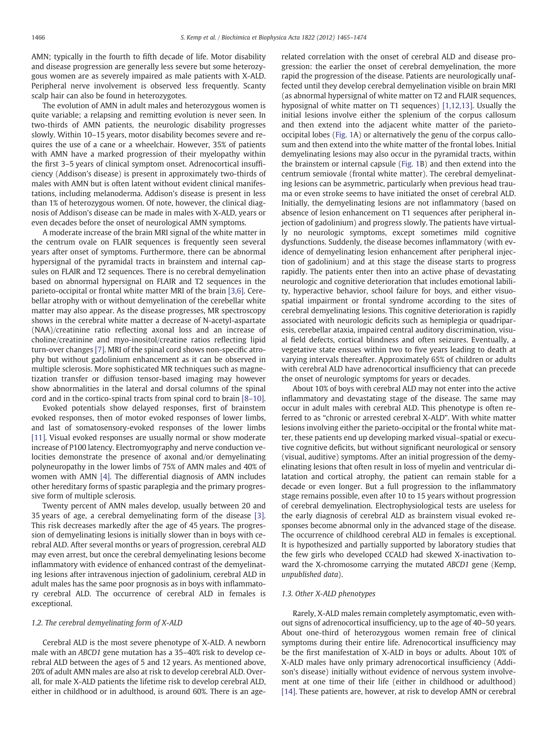AMN; typically in the fourth to fifth decade of life. Motor disability and disease progression are generally less severe but some heterozygous women are as severely impaired as male patients with X-ALD. Peripheral nerve involvement is observed less frequently. Scanty scalp hair can also be found in heterozygotes.

The evolution of AMN in adult males and heterozygous women is quite variable; a relapsing and remitting evolution is never seen. In two-thirds of AMN patients, the neurologic disability progresses slowly. Within 10–15 years, motor disability becomes severe and requires the use of a cane or a wheelchair. However, 35% of patients with AMN have a marked progression of their myelopathy within the first 3–5 years of clinical symptom onset. Adrenocortical insufficiency (Addison's disease) is present in approximately two-thirds of males with AMN but is often latent without evident clinical manifestations, including melanoderma. Addison's disease is present in less than 1% of heterozygous women. Of note, however, the clinical diagnosis of Addison's disease can be made in males with X-ALD, years or even decades before the onset of neurological AMN symptoms.

A moderate increase of the brain MRI signal of the white matter in the centrum ovale on FLAIR sequences is frequently seen several years after onset of symptoms. Furthermore, there can be abnormal hypersignal of the pyramidal tracts in brainstem and internal capsules on FLAIR and T2 sequences. There is no cerebral demyelination based on abnormal hypersignal on FLAIR and T2 sequences in the parieto-occipital or frontal white matter MRI of the brain [3,6]. Cerebellar atrophy with or without demyelination of the cerebellar white matter may also appear. As the disease progresses, MR spectroscopy shows in the cerebral white matter a decrease of N-acetyl-aspartate (NAA)/creatinine ratio reflecting axonal loss and an increase of choline/creatinine and myo-inositol/creatine ratios reflecting lipid turn-over changes [7]. MRI of the spinal cord shows non-specific atrophy but without gadolinium enhancement as it can be observed in multiple sclerosis. More sophisticated MR techniques such as magnetization transfer or diffusion tensor-based imaging may however show abnormalities in the lateral and dorsal columns of the spinal cord and in the cortico-spinal tracts from spinal cord to brain [8–10].

Evoked potentials show delayed responses, first of brainstem evoked responses, then of motor evoked responses of lower limbs, and last of somatosensory-evoked responses of the lower limbs [11]. Visual evoked responses are usually normal or show moderate increase of P100 latency. Electromyography and nerve conduction velocities demonstrate the presence of axonal and/or demyelinating polyneuropathy in the lower limbs of 75% of AMN males and 40% of women with AMN [4]. The differential diagnosis of AMN includes other hereditary forms of spastic paraplegia and the primary progressive form of multiple sclerosis.

Twenty percent of AMN males develop, usually between 20 and 35 years of age, a cerebral demyelinating form of the disease [3]. This risk decreases markedly after the age of 45 years. The progression of demyelinating lesions is initially slower than in boys with cerebral ALD. After several months or years of progression, cerebral ALD may even arrest, but once the cerebral demyelinating lesions become inflammatory with evidence of enhanced contrast of the demyelinating lesions after intravenous injection of gadolinium, cerebral ALD in adult males has the same poor prognosis as in boys with inflammatory cerebral ALD. The occurrence of cerebral ALD in females is exceptional.

### 1.2. The cerebral demyelinating form of X-ALD

Cerebral ALD is the most severe phenotype of X-ALD. A newborn male with an *ABCD1* gene mutation has a 35–40% risk to develop cerebral ALD between the ages of 5 and 12 years. As mentioned above, 20% of adult AMN males are also at risk to develop cerebral ALD. Overall, for male X-ALD patients the lifetime risk to develop cerebral ALD, either in childhood or in adulthood, is around 60%. There is an age-related correlation with the onset of cerebral ALD and disease progression: the earlier the onset of cerebral demyelination, the more rapid the progression of the disease. Patients are neurologically unaffected until they develop cerebral demyelination visible on brain MRI (as abnormal hypersignal of white matter on T2 and FLAIR sequences, hyposignal of white matter on T1 sequences) [1,12,13]. Usually the initial lesions involve either the splenium of the corpus callosum and then extend into the adjacent white matter of the parieto-occipital lobes (Fig. 1A) or alternatively the genu of the corpus callosum and then extend into the white matter of the frontal lobes. Initial demyelinating lesions may also occur in the pyramidal tracts, within the brainstem or internal capsule (Fig. 1B) and then extend into the centrum semiovale (frontal white matter). The cerebral demyelinating lesions can be asymmetric, particularly when previous head trauma or even stroke seems to have initiated the onset of cerebral ALD. Initially, the demyelinating lesions are not inflammatory (based on absence of lesion enhancement on T1 sequences after peripheral injection of gadolinium) and progress slowly. The patients have virtually no neurologic symptoms, except sometimes mild cognitive dysfunctions. Suddenly, the disease becomes inflammatory (with evidence of demyelinating lesion enhancement after peripheral injection of gadolinium) and at this stage the disease starts to progress rapidly. The patients enter then into an active phase of devastating neurologic and cognitive deterioration that includes emotional lability, hyperactive behavior, school failure for boys, and either visuospatial impairment or frontal syndrome according to the sites of cerebral demyelinating lesions. This cognitive deterioration is rapidly associated with neurologic deficits such as hemiplegia or quadriparesis, cerebellar ataxia, impaired central auditory discrimination, visual field defects, cortical blindness and often seizures. Eventually, a vegetative state ensues within two to five years leading to death at varying intervals thereafter. Approximately 65% of children or adults with cerebral ALD have adrenocortical insufficiency that can precede the onset of neurologic symptoms for years or decades.

About 10% of boys with cerebral ALD may not enter into the active inflammatory and devastating stage of the disease. The same may occur in adult males with cerebral ALD. This phenotype is often referred to as "chronic or arrested cerebral X-ALD". With white matter lesions involving either the parieto-occipital or the frontal white matter, these patients end up developing marked visual–spatial or executive cognitive deficits, but without significant neurological or sensory (visual, auditive) symptoms. After an initial progression of the demyelinating lesions that often result in loss of myelin and ventricular dilatation and cortical atrophy, the patient can remain stable for a decade or even longer. But a full progression to the inflammatory stage remains possible, even after 10 to 15 years without progression of cerebral demyelination. Electrophysiological tests are useless for the early diagnosis of cerebral ALD as brainstem visual evoked responses become abnormal only in the advanced stage of the disease. The occurrence of childhood cerebral ALD in females is exceptional. It is hypothesized and partially supported by laboratory studies that the few girls who developed CCALD had skewed X-inactivation toward the X-chromosome carrying the mutated *ABCD1* gene (Kemp, *unpublished data*).

### 1.3. Other X-ALD phenotypes

Rarely, X-ALD males remain completely asymptomatic, even without signs of adrenocortical insufficiency, up to the age of 40–50 years. About one-third of heterozygous women remain free of clinical symptoms during their entire life. Adrenocortical insufficiency may be the first manifestation of X-ALD in boys or adults. About 10% of X-ALD males have only primary adrenocortical insufficiency (Addison's disease) initially without evidence of nervous system involvement at one time of their life (either in childhood or adulthood) [14]. These patients are, however, at risk to develop AMN or cerebral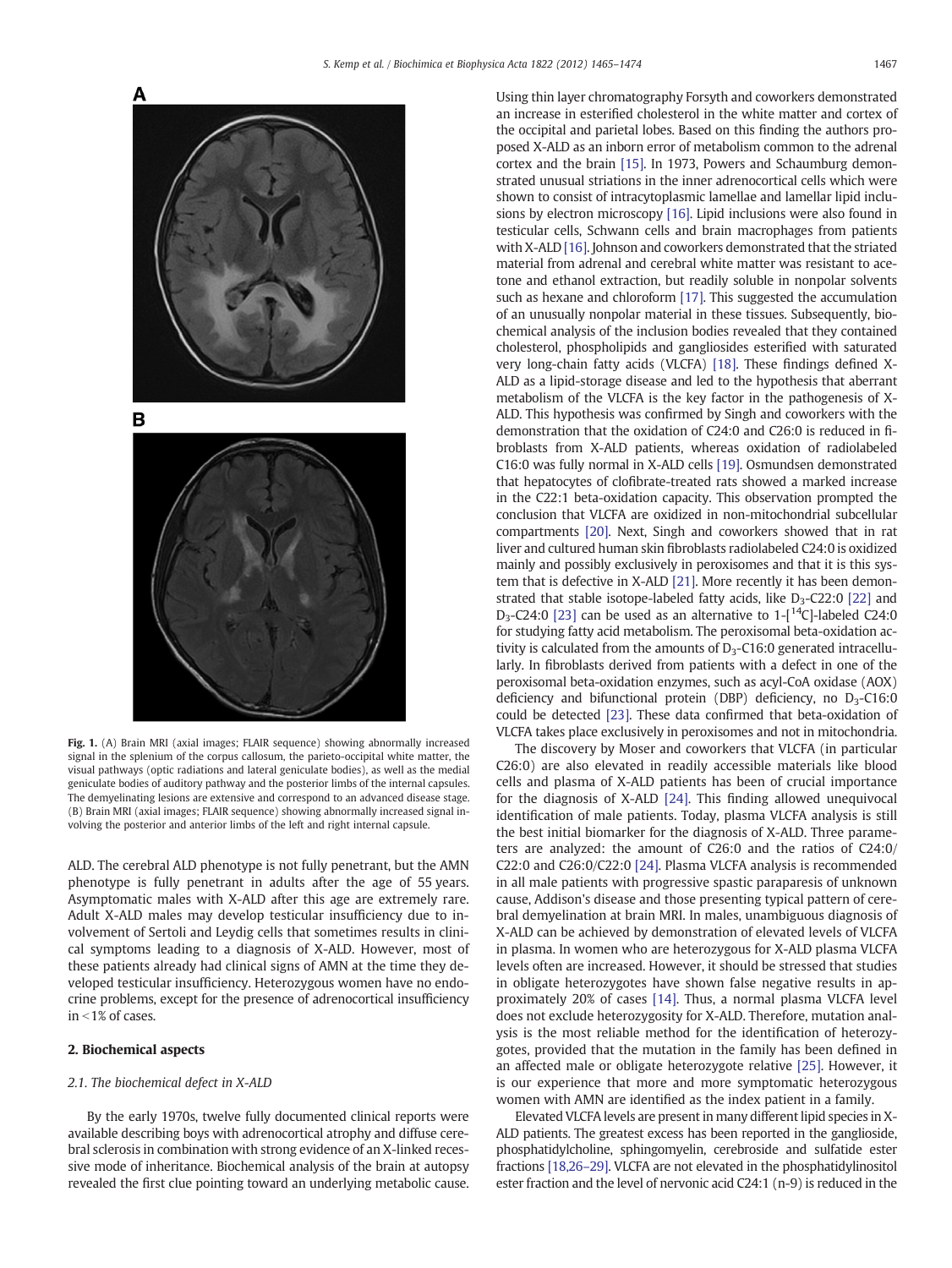**Fig. 1.** (A) Brain MRI (axial images; FLAIR sequence) showing abnormally increased signal in the splenium of the corpus callosum, the parieto-occipital white matter, the visual pathways (optic radiations and lateral geniculate bodies), as well as the medial geniculate bodies of auditory pathway and the posterior limbs of the internal capsules. The demyelinating lesions are extensive and correspond to an advanced disease stage. (B) Brain MRI (axial images; FLAIR sequence) showing abnormally increased signal involving the posterior and anterior limbs of the left and right internal capsule.

ALD. The cerebral ALD phenotype is not fully penetrant, but the AMN phenotype is fully penetrant in adults after the age of 55 years. Asymptomatic males with X-ALD after this age are extremely rare. Adult X-ALD males may develop testicular insufficiency due to involvement of Sertoli and Leydig cells that sometimes results in clinical symptoms leading to a diagnosis of X-ALD. However, most of these patients already had clinical signs of AMN at the time they developed testicular insufficiency. Heterozygous women have no endocrine problems, except for the presence of adrenocortical insufficiency in <1% of cases.

## 2. Biochemical aspects

### *2.1. The biochemical defect in X-ALD*

By the early 1970s, twelve fully documented clinical reports were available describing boys with adrenocortical atrophy and diffuse cerebral sclerosis in combination with strong evidence of an X-linked recessive mode of inheritance. Biochemical analysis of the brain at autopsy revealed the first clue pointing toward an underlying metabolic cause. Using thin layer chromatography Forsyth and coworkers demonstrated an increase in esterified cholesterol in the white matter and cortex of the occipital and parietal lobes. Based on this finding the authors proposed X-ALD as an inborn error of metabolism common to the adrenal cortex and the brain [15]. In 1973, Powers and Schaumburg demonstrated unusual striations in the inner adrenocortical cells which were shown to consist of intracytoplasmic lamellae and lamellar lipid inclusions by electron microscopy [16]. Lipid inclusions were also found in testicular cells, Schwann cells and brain macrophages from patients with X-ALD [16]. Johnson and coworkers demonstrated that the striated material from adrenal and cerebral white matter was resistant to acetone and ethanol extraction, but readily soluble in nonpolar solvents such as hexane and chloroform [17]. This suggested the accumulation of an unusually nonpolar material in these tissues. Subsequently, biochemical analysis of the inclusion bodies revealed that they contained cholesterol, phospholipids and gangliosides esterified with saturated very long-chain fatty acids (VLCFA) [18]. These findings defined X-ALD as a lipid-storage disease and led to the hypothesis that aberrant metabolism of the VLCFA is the key factor in the pathogenesis of X-ALD. This hypothesis was confirmed by Singh and coworkers with the demonstration that the oxidation of C24:0 and C26:0 is reduced in fibroblasts from X-ALD patients, whereas oxidation of radiolabeled C16:0 was fully normal in X-ALD cells [19]. Osmundsen demonstrated that hepatocytes of clofibrate-treated rats showed a marked increase in the C22:1 beta-oxidation capacity. This observation prompted the conclusion that VLCFA are oxidized in non-mitochondrial subcellular compartments [20]. Next, Singh and coworkers showed that in rat liver and cultured human skin fibroblasts radiolabeled C24:0 is oxidized mainly and possibly exclusively in peroxisomes and that it is this system that is defective in X-ALD [21]. More recently it has been demonstrated that stable isotope-labeled fatty acids, like $D_3$-C22:0 [22] and $D_3$-C24:0 [23] can be used as an alternative to 1-[$^{14}$C]-labeled C24:0 for studying fatty acid metabolism. The peroxisomal beta-oxidation activity is calculated from the amounts of $D_3$-C16:0 generated intracellularly. In fibroblasts derived from patients with a defect in one of the peroxisomal beta-oxidation enzymes, such as acyl-CoA oxidase (AOX) deficiency and bifunctional protein (DBP) deficiency, no $D_3$-C16:0 could be detected [23]. These data confirmed that beta-oxidation of VLCFA takes place exclusively in peroxisomes and not in mitochondria.

The discovery by Moser and coworkers that VLCFA (in particular C26:0) are also elevated in readily accessible materials like blood cells and plasma of X-ALD patients has been of crucial importance for the diagnosis of X-ALD [24]. This finding allowed unequivocal identification of male patients. Today, plasma VLCFA analysis is still the best initial biomarker for the diagnosis of X-ALD. Three parameters are analyzed: the amount of C26:0 and the ratios of C24:0/C22:0 and C26:0/C22:0 [24]. Plasma VLCFA analysis is recommended in all male patients with progressive spastic paraparesis of unknown cause, Addison's disease and those presenting typical pattern of cerebral demyelination at brain MRI. In males, unambiguous diagnosis of X-ALD can be achieved by demonstration of elevated levels of VLCFA in plasma. In women who are heterozygous for X-ALD plasma VLCFA levels often are increased. However, it should be stressed that studies in obligate heterozygotes have shown false negative results in approximately 20% of cases [14]. Thus, a normal plasma VLCFA level does not exclude heterozygosity for X-ALD. Therefore, mutation analysis is the most reliable method for the identification of heterozygotes, provided that the mutation in the family has been defined in an affected male or obligate heterozygote relative [25]. However, it is our experience that more and more symptomatic heterozygous women with AMN are identified as the index patient in a family.

Elevated VLCFA levels are present in many different lipid species in X-ALD patients. The greatest excess has been reported in the ganglioside, phosphatidylcholine, sphingomyelin, cerebroside and sulfatide ester fractions [18,26–29]. VLCFA are not elevated in the phosphatidylinositol ester fraction and the level of nervonic acid C24:1 (n-9) is reduced in the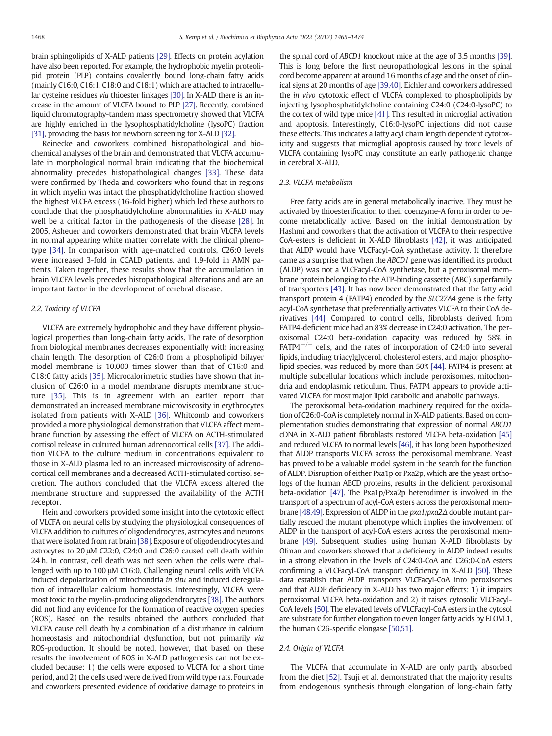brain sphingolipids of X-ALD patients [29]. Effects on protein acylation have also been reported. For example, the hydrophobic myelin proteolipid protein (PLP) contains covalently bound long-chain fatty acids (mainly C16:0, C16:1, C18:0 and C18:1) which are attached to intracellular cysteine residues *via* thioester linkages [30]. In X-ALD there is an increase in the amount of VLCFA bound to PLP [27]. Recently, combined liquid chromatography-tandem mass spectrometry showed that VLCFA are highly enriched in the lysophosphatidylcholine (lysoPC) fraction [31], providing the basis for newborn screening for X-ALD [32].

Reinecke and coworkers combined histopathological and biochemical analyses of the brain and demonstrated that VLCFA accumulate in morphological normal brain indicating that the biochemical abnormality precedes histopathological changes [33]. These data were confirmed by Theda and coworkers who found that in regions in which myelin was intact the phosphatidylcholine fraction showed the highest VLCFA excess (16-fold higher) which led these authors to conclude that the phosphatidylcholine abnormalities in X-ALD may well be a critical factor in the pathogenesis of the disease [28]. In 2005, Asheuer and coworkers demonstrated that brain VLCFA levels in normal appearing white matter correlate with the clinical phenotype [34]. In comparison with age-matched controls, C26:0 levels were increased 3-fold in CCALD patients, and 1.9-fold in AMN patients. Taken together, these results show that the accumulation in brain VLCFA levels precedes histopathological alterations and are an important factor in the development of cerebral disease.

### 2.2. Toxicity of VLCFA

VLCFA are extremely hydrophobic and they have different physiological properties than long-chain fatty acids. The rate of desorption from biological membranes decreases exponentially with increasing chain length. The desorption of C26:0 from a phospholipid bilayer model membrane is 10,000 times slower than that of C16:0 and C18:0 fatty acids [35]. Microcalorimetric studies have shown that inclusion of C26:0 in a model membrane disrupts membrane structure [35]. This is in agreement with an earlier report that demonstrated an increased membrane microviscosity in erythrocytes isolated from patients with X-ALD [36]. Whitcomb and coworkers provided a more physiological demonstration that VLCFA affect membrane function by assessing the effect of VLCFA on ACTH-stimulated cortisol release in cultured human adrenocortical cells [37]. The addition VLCFA to the culture medium in concentrations equivalent to those in X-ALD plasma led to an increased microviscosity of adrenocortical cell membranes and a decreased ACTH-stimulated cortisol secretion. The authors concluded that the VLCFA excess altered the membrane structure and suppressed the availability of the ACTH receptor.

Hein and coworkers provided some insight into the cytotoxic effect of VLCFA on neural cells by studying the physiological consequences of VLCFA addition to cultures of oligodendrocytes, astrocytes and neurons that were isolated from rat brain [38]. Exposure of oligodendrocytes and astrocytes to 20 μM C22:0, C24:0 and C26:0 caused cell death within 24 h. In contrast, cell death was not seen when the cells were challenged with up to 100 μM C16:0. Challenging neural cells with VLCFA induced depolarization of mitochondria *in situ* and induced deregulation of intracellular calcium homeostasis. Interestingly, VLCFA were most toxic to the myelin-producing oligodendrocytes [38]. The authors did not find any evidence for the formation of reactive oxygen species (ROS). Based on the results obtained the authors concluded that VLCFA cause cell death by a combination of a disturbance in calcium homeostasis and mitochondrial dysfunction, but not primarily *via* ROS-production. It should be noted, however, that based on these results the involvement of ROS in X-ALD pathogenesis can not be excluded because: 1) the cells were exposed to VLCFA for a short time period, and 2) the cells used were derived from wild type rats. Fourcade and coworkers presented evidence of oxidative damage to proteins in the spinal cord of *ABCD1* knockout mice at the age of 3.5 months [39]. This is long before the first neuropathological lesions in the spinal cord become apparent at around 16 months of age and the onset of clinical signs at 20 months of age [39,40]. Eichler and coworkers addressed the *in vivo* cytotoxic effect of VLCFA complexed to phospholipids by injecting lysophosphatidylcholine containing C24:0 (C24:0-lysoPC) to the cortex of wild type mice [41]. This resulted in microglial activation and apoptosis. Interestingly, C16:0-lysoPC injections did not cause these effects. This indicates a fatty acyl chain length dependent cytotoxicity and suggests that microglial apoptosis caused by toxic levels of VLCFA containing lysoPC may constitute an early pathogenic change in cerebral X-ALD.

### 2.3. VLCFA metabolism

Free fatty acids are in general metabolically inactive. They must be activated by thioesterification to their coenzyme-A form in order to become metabolically active. Based on the initial demonstration by Hashmi and coworkers that the activation of VLCFA to their respective CoA-esters is deficient in X-ALD fibroblasts [42], it was anticipated that ALDP would have VLCFacyl-CoA synthetase activity. It therefore came as a surprise that when the *ABCD1* gene was identified, its product (ALDP) was not a VLCFacyl-CoA synthetase, but a peroxisomal membrane protein belonging to the ATP-binding cassette (ABC) superfamily of transporters [43]. It has now been demonstrated that the fatty acid transport protein 4 (FATP4) encoded by the *SLC27A4* gene is the fatty acyl-CoA synthetase that preferentially activates VLCFA to their CoA derivatives [44]. Compared to control cells, fibroblasts derived from FATP4-deficient mice had an 83% decrease in C24:0 activation. The peroxisomal C24:0 beta-oxidation capacity was reduced by 58% in FATP4$^{-/-}$ cells, and the rates of incorporation of C24:0 into several lipids, including triacylglycerol, cholesterol esters, and major phospholipid species, was reduced by more than 50% [44]. FATP4 is present at multiple subcellular locations which include peroxisomes, mitochondria and endoplasmic reticulum. Thus, FATP4 appears to provide activated VLCFA for most major lipid catabolic and anabolic pathways.

The peroxisomal beta-oxidation machinery required for the oxidation of C26:0-CoA is completely normal in X-ALD patients. Based on complementation studies demonstrating that expression of normal *ABCD1* cDNA in X-ALD patient fibroblasts restored VLCFA beta-oxidation [45] and reduced VLCFA to normal levels [46], it has long been hypothesized that ALDP transports VLCFA across the peroxisomal membrane. Yeast has proved to be a valuable model system in the search for the function of ALDP. Disruption of either Pxa1p or Pxa2p, which are the yeast orthologs of the human ABCD proteins, results in the deficient peroxisomal beta-oxidation [47]. The Pxa1p/Pxa2p heterodimer is involved in the transport of a spectrum of acyl-CoA esters across the peroxisomal membrane [48,49]. Expression of ALDP in the *pxa1/pxa2Δ* double mutant partially rescued the mutant phenotype which implies the involvement of ALDP in the transport of acyl-CoA esters across the peroxisomal membrane [49]. Subsequent studies using human X-ALD fibroblasts by Ofman and coworkers showed that a deficiency in ALDP indeed results in a strong elevation in the levels of C24:0-CoA and C26:0-CoA esters confirming a VLCFacyl-CoA transport deficiency in X-ALD [50]. These data establish that ALDP transports VLCFacyl-CoA into peroxisomes and that ALDP deficiency in X-ALD has two major effects: 1) it impairs peroxisomal VLCFA beta-oxidation and 2) it raises cytosolic VLCFacyl-CoA levels [50]. The elevated levels of VLCFacyl-CoA esters in the cytosol are substrate for further elongation to even longer fatty acids by ELOVL1, the human C26-specific elongase [50,51].

### 2.4. Origin of VLCFA

The VLCFA that accumulate in X-ALD are only partly absorbed from the diet [52]. Tsuji et al. demonstrated that the majority results from endogenous synthesis through elongation of long-chain fatty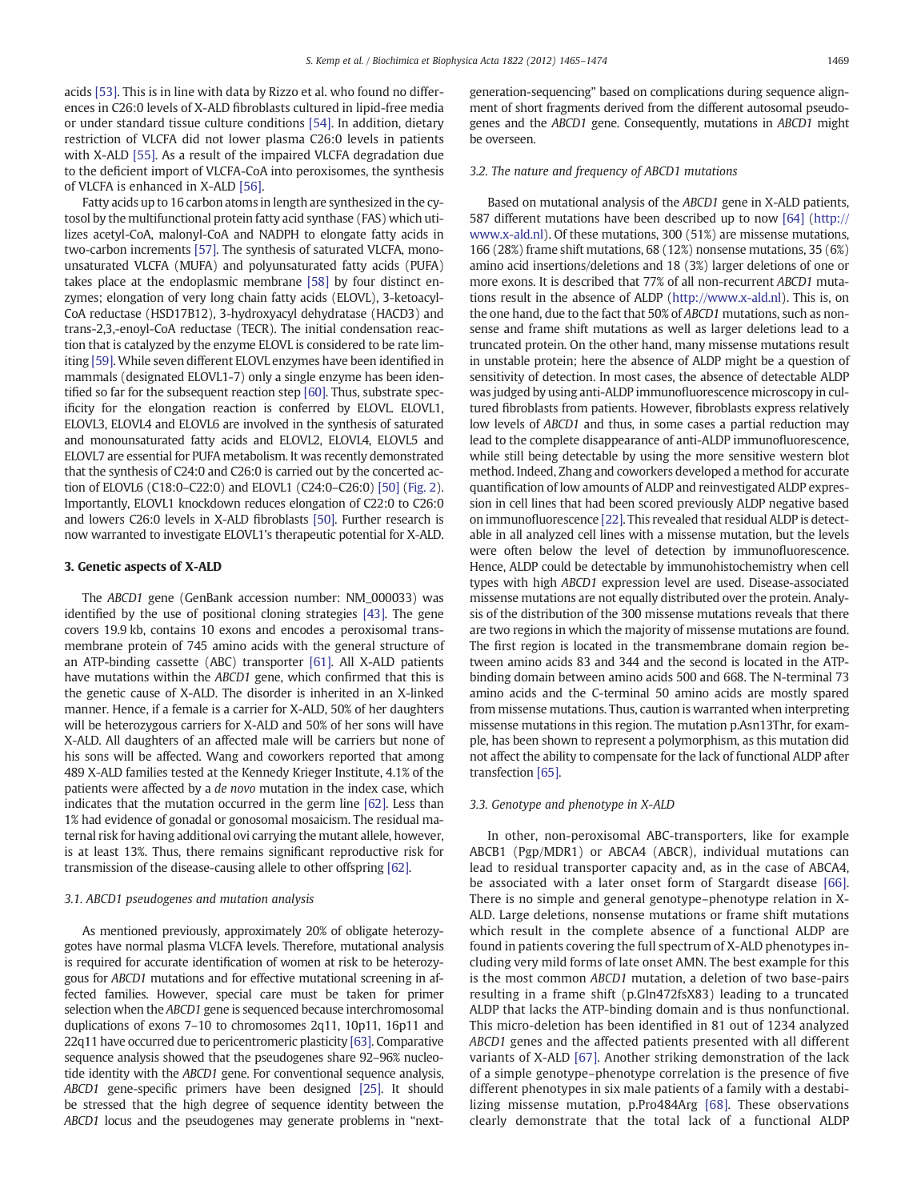acids [53]. This is in line with data by Rizzo et al. who found no differences in C26:0 levels of X-ALD fibroblasts cultured in lipid-free media or under standard tissue culture conditions [54]. In addition, dietary restriction of VLCFA did not lower plasma C26:0 levels in patients with X-ALD [55]. As a result of the impaired VLCFA degradation due to the deficient import of VLCFA-CoA into peroxisomes, the synthesis of VLCFA is enhanced in X-ALD [56].

Fatty acids up to 16 carbon atoms in length are synthesized in the cytosol by the multifunctional protein fatty acid synthase (FAS) which utilizes acetyl-CoA, malonyl-CoA and NADPH to elongate fatty acids in two-carbon increments [57]. The synthesis of saturated VLCFA, monounsaturated VLCFA (MUFA) and polyunsaturated fatty acids (PUFA) takes place at the endoplasmic membrane [58] by four distinct enzymes; elongation of very long chain fatty acids (ELOVL), 3-ketoacyl-CoA reductase (HSD17B12), 3-hydroxyacyl dehydratase (HACD3) and trans-2,3,-enoyl-CoA reductase (TECR). The initial condensation reaction that is catalyzed by the enzyme ELOVL is considered to be rate limiting [59]. While seven different ELOVL enzymes have been identified in mammals (designated ELOVL1-7) only a single enzyme has been identified so far for the subsequent reaction step [60]. Thus, substrate specificity for the elongation reaction is conferred by ELOVL. ELOVL1, ELOVL3, ELOVL4 and ELOVL6 are involved in the synthesis of saturated and monounsaturated fatty acids and ELOVL2, ELOVL4, ELOVL5 and ELOVL7 are essential for PUFA metabolism. It was recently demonstrated that the synthesis of C24:0 and C26:0 is carried out by the concerted action of ELOVL6 (C18:0–C22:0) and ELOVL1 (C24:0–C26:0) [50] (Fig. 2). Importantly, ELOVL1 knockdown reduces elongation of C22:0 to C26:0 and lowers C26:0 levels in X-ALD fibroblasts [50]. Further research is now warranted to investigate ELOVL1's therapeutic potential for X-ALD.

## 3. Genetic aspects of X-ALD

The *ABCD1* gene (GenBank accession number: NM_000033) was identified by the use of positional cloning strategies [43]. The gene covers 19.9 kb, contains 10 exons and encodes a peroxisomal transmembrane protein of 745 amino acids with the general structure of an ATP-binding cassette (ABC) transporter [61]. All X-ALD patients have mutations within the *ABCD1* gene, which confirmed that this is the genetic cause of X-ALD. The disorder is inherited in an X-linked manner. Hence, if a female is a carrier for X-ALD, 50% of her daughters will be heterozygous carriers for X-ALD and 50% of her sons will have X-ALD. All daughters of an affected male will be carriers but none of his sons will be affected. Wang and coworkers reported that among 489 X-ALD families tested at the Kennedy Krieger Institute, 4.1% of the patients were affected by a *de novo* mutation in the index case, which indicates that the mutation occurred in the germ line [62]. Less than 1% had evidence of gonadal or gonosomal mosaicism. The residual maternal risk for having additional ovi carrying the mutant allele, however, is at least 13%. Thus, there remains significant reproductive risk for transmission of the disease-causing allele to other offspring [62].

### 3.1. ABCD1 pseudogenes and mutation analysis

As mentioned previously, approximately 20% of obligate heterozygotes have normal plasma VLCFA levels. Therefore, mutational analysis is required for accurate identification of women at risk to be heterozygous for *ABCD1* mutations and for effective mutational screening in affected families. However, special care must be taken for primer selection when the *ABCD1* gene is sequenced because interchromosomal duplications of exons 7–10 to chromosomes 2q11, 10p11, 16p11 and 22q11 have occurred due to pericentromeric plasticity [63]. Comparative sequence analysis showed that the pseudogenes share 92–96% nucleotide identity with the *ABCD1* gene. For conventional sequence analysis, *ABCD1* gene-specific primers have been designed [25]. It should be stressed that the high degree of sequence identity between the *ABCD1* locus and the pseudogenes may generate problems in "next-generation-sequencing" based on complications during sequence alignment of short fragments derived from the different autosomal pseudogenes and the *ABCD1* gene. Consequently, mutations in *ABCD1* might be overseen.

### 3.2. The nature and frequency of ABCD1 mutations

Based on mutational analysis of the *ABCD1* gene in X-ALD patients, 587 different mutations have been described up to now [64] (http://www.x-ald.nl). Of these mutations, 300 (51%) are missense mutations, 166 (28%) frame shift mutations, 68 (12%) nonsense mutations, 35 (6%) amino acid insertions/deletions and 18 (3%) larger deletions of one or more exons. It is described that 77% of all non-recurrent *ABCD1* mutations result in the absence of ALDP (http://www.x-ald.nl). This is, on the one hand, due to the fact that 50% of *ABCD1* mutations, such as nonsense and frame shift mutations as well as larger deletions lead to a truncated protein. On the other hand, many missense mutations result in unstable protein; here the absence of ALDP might be a question of sensitivity of detection. In most cases, the absence of detectable ALDP was judged by using anti-ALDP immunofluorescence microscopy in cultured fibroblasts from patients. However, fibroblasts express relatively low levels of *ABCD1* and thus, in some cases a partial reduction may lead to the complete disappearance of anti-ALDP immunofluorescence, while still being detectable by using the more sensitive western blot method. Indeed, Zhang and coworkers developed a method for accurate quantification of low amounts of ALDP and reinvestigated ALDP expression in cell lines that had been scored previously ALDP negative based on immunofluorescence [22]. This revealed that residual ALDP is detectable in all analyzed cell lines with a missense mutation, but the levels were often below the level of detection by immunofluorescence. Hence, ALDP could be detectable by immunohistochemistry when cell types with high *ABCD1* expression level are used. Disease-associated missense mutations are not equally distributed over the protein. Analysis of the distribution of the 300 missense mutations reveals that there are two regions in which the majority of missense mutations are found. The first region is located in the transmembrane domain region between amino acids 83 and 344 and the second is located in the ATP-binding domain between amino acids 500 and 668. The N-terminal 73 amino acids and the C-terminal 50 amino acids are mostly spared from missense mutations. Thus, caution is warranted when interpreting missense mutations in this region. The mutation p.Asn13Thr, for example, has been shown to represent a polymorphism, as this mutation did not affect the ability to compensate for the lack of functional ALDP after transfection [65].

### 3.3. Genotype and phenotype in X-ALD

In other, non-peroxisomal ABC-transporters, like for example ABCB1 (Pgp/MDR1) or ABCA4 (ABCR), individual mutations can lead to residual transporter capacity and, as in the case of ABCA4, be associated with a later onset form of Stargardt disease [66]. There is no simple and general genotype–phenotype relation in X-ALD. Large deletions, nonsense mutations or frame shift mutations which result in the complete absence of a functional ALDP are found in patients covering the full spectrum of X-ALD phenotypes including very mild forms of late onset AMN. The best example for this is the most common *ABCD1* mutation, a deletion of two base-pairs resulting in a frame shift (p.Gln472fsX83) leading to a truncated ALDP that lacks the ATP-binding domain and is thus nonfunctional. This micro-deletion has been identified in 81 out of 1234 analyzed *ABCD1* genes and the affected patients presented with all different variants of X-ALD [67]. Another striking demonstration of the lack of a simple genotype–phenotype correlation is the presence of five different phenotypes in six male patients of a family with a destabilizing missense mutation, p.Pro484Arg [68]. These observations clearly demonstrate that the total lack of a functional ALDP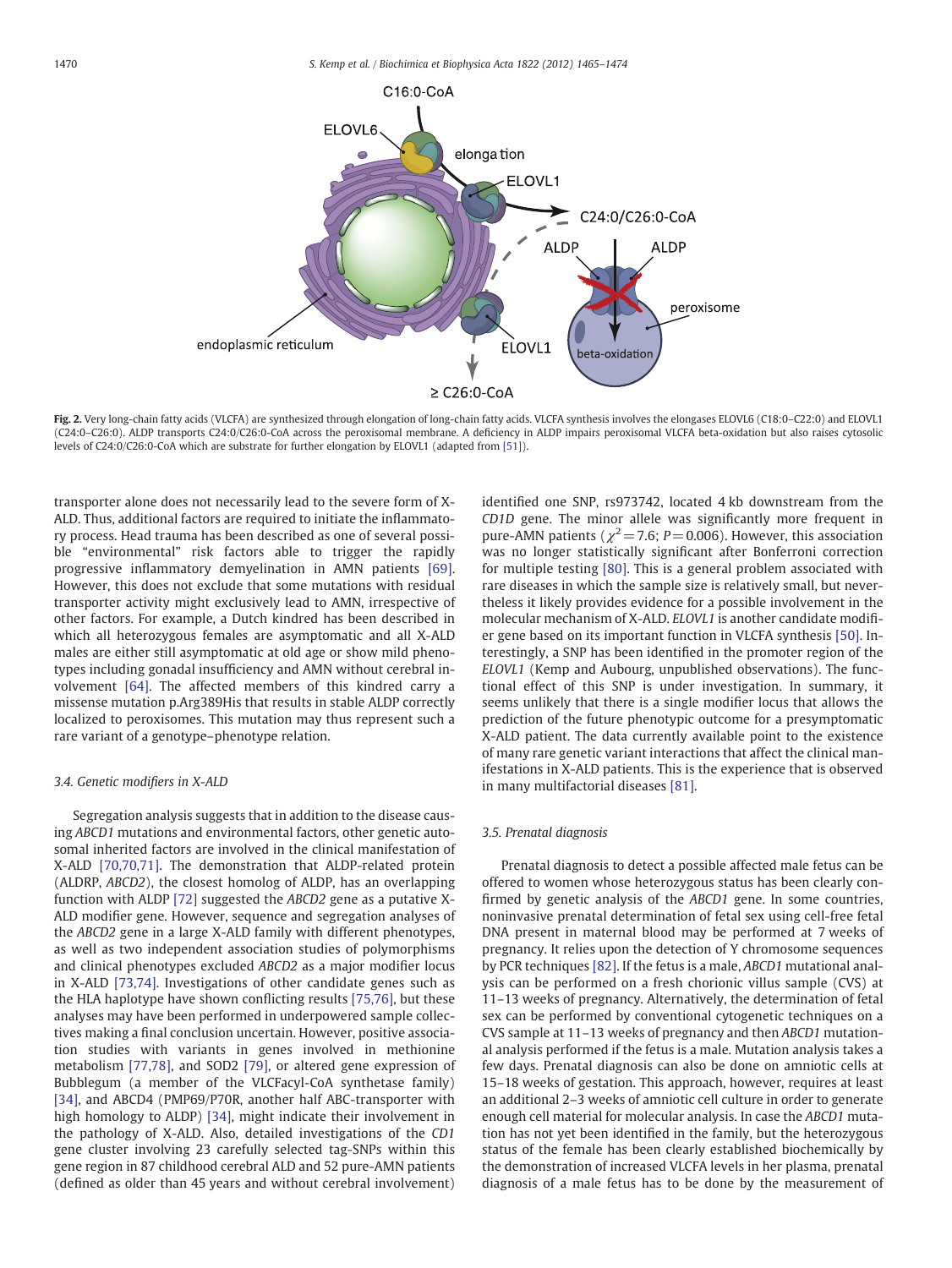**Fig. 2.** Very long-chain fatty acids (VLCFA) are synthesized through elongation of long-chain fatty acids. VLCFA synthesis involves the elongases ELOVL6 (C18:0–C22:0) and ELOVL1 (C24:0–C26:0). ALDP transports C24:0/C26:0-CoA across the peroxisomal membrane. A deficiency in ALDP impairs peroxisomal VLCFA beta-oxidation but also raises cytosolic levels of C24:0/C26:0-CoA which are substrate for further elongation by ELOVL1 (adapted from [51]).

transporter alone does not necessarily lead to the severe form of X-ALD. Thus, additional factors are required to initiate the inflammatory process. Head trauma has been described as one of several possible "environmental" risk factors able to trigger the rapidly progressive inflammatory demyelination in AMN patients [69]. However, this does not exclude that some mutations with residual transporter activity might exclusively lead to AMN, irrespective of other factors. For example, a Dutch kindred has been described in which all heterozygous females are asymptomatic and all X-ALD males are either still asymptomatic at old age or show mild phenotypes including gonadal insufficiency and AMN without cerebral involvement [64]. The affected members of this kindred carry a missense mutation p.Arg389His that results in stable ALDP correctly localized to peroxisomes. This mutation may thus represent such a rare variant of a genotype–phenotype relation.

### 3.4. Genetic modifiers in X-ALD

Segregation analysis suggests that in addition to the disease causing *ABCD1* mutations and environmental factors, other genetic autosomal inherited factors are involved in the clinical manifestation of X-ALD [70,70,71]. The demonstration that ALDP-related protein (ALDRP, *ABCD2*), the closest homolog of ALDP, has an overlapping function with ALDP [72] suggested the *ABCD2* gene as a putative X-ALD modifier gene. However, sequence and segregation analyses of the *ABCD2* gene in a large X-ALD family with different phenotypes, as well as two independent association studies of polymorphisms and clinical phenotypes excluded *ABCD2* as a major modifier locus in X-ALD [73,74]. Investigations of other candidate genes such as the HLA haplotype have shown conflicting results [75,76], but these analyses may have been performed in underpowered sample collectives making a final conclusion uncertain. However, positive association studies with variants in genes involved in methionine metabolism [77,78], and SOD2 [79], or altered gene expression of Bubblegum (a member of the VLCFacyl-CoA synthetase family) [34], and ABCD4 (PMP69/P70R, another half ABC-transporter with high homology to ALDP) [34], might indicate their involvement in the pathology of X-ALD. Also, detailed investigations of the *CD1* gene cluster involving 23 carefully selected tag-SNPs within this gene region in 87 childhood cerebral ALD and 52 pure-AMN patients (defined as older than 45 years and without cerebral involvement) identified one SNP, rs973742, located 4 kb downstream from the *CD1D* gene. The minor allele was significantly more frequent in pure-AMN patients ($\chi^2 = 7.6$; $P = 0.006$). However, this association was no longer statistically significant after Bonferroni correction for multiple testing [80]. This is a general problem associated with rare diseases in which the sample size is relatively small, but nevertheless it likely provides evidence for a possible involvement in the molecular mechanism of X-ALD. *ELOVL1* is another candidate modifier gene based on its important function in VLCFA synthesis [50]. Interestingly, a SNP has been identified in the promoter region of the *ELOVL1* (Kemp and Aubourg, unpublished observations). The functional effect of this SNP is under investigation. In summary, it seems unlikely that there is a single modifier locus that allows the prediction of the future phenotypic outcome for a presymptomatic X-ALD patient. The data currently available point to the existence of many rare genetic variant interactions that affect the clinical manifestations in X-ALD patients. This is the experience that is observed in many multifactorial diseases [81].

### 3.5. Prenatal diagnosis

Prenatal diagnosis to detect a possible affected male fetus can be offered to women whose heterozygous status has been clearly confirmed by genetic analysis of the *ABCD1* gene. In some countries, noninvasive prenatal determination of fetal sex using cell-free fetal DNA present in maternal blood may be performed at 7 weeks of pregnancy. It relies upon the detection of Y chromosome sequences by PCR techniques [82]. If the fetus is a male, *ABCD1* mutational analysis can be performed on a fresh chorionic villus sample (CVS) at 11–13 weeks of pregnancy. Alternatively, the determination of fetal sex can be performed by conventional cytogenetic techniques on a CVS sample at 11–13 weeks of pregnancy and then *ABCD1* mutational analysis performed if the fetus is a male. Mutation analysis takes a few days. Prenatal diagnosis can also be done on amniotic cells at 15–18 weeks of gestation. This approach, however, requires at least an additional 2–3 weeks of amniotic cell culture in order to generate enough cell material for molecular analysis. In case the *ABCD1* mutation has not yet been identified in the family, but the heterozygous status of the female has been clearly established biochemically by the demonstration of increased VLCFA levels in her plasma, prenatal diagnosis of a male fetus has to be done by the measurement of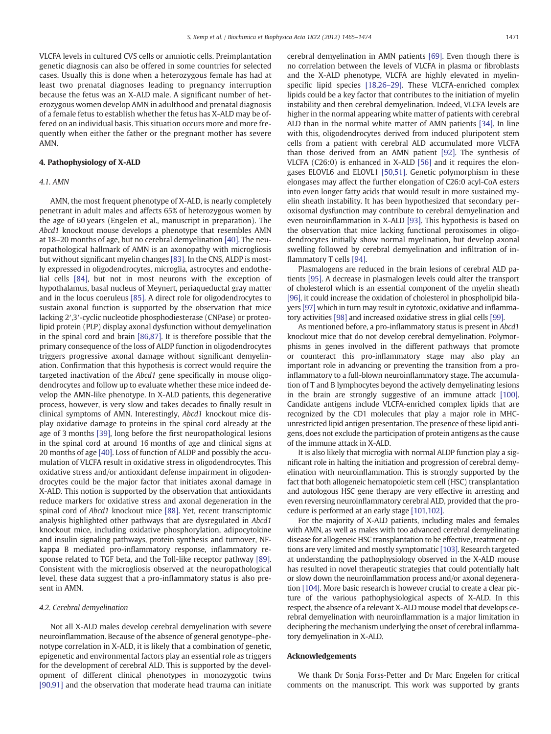VLCFA levels in cultured CVS cells or amniotic cells. Preimplantation genetic diagnosis can also be offered in some countries for selected cases. Usually this is done when a heterozygous female has had at least two prenatal diagnoses leading to pregnancy interruption because the fetus was an X-ALD male. A significant number of heterozygous women develop AMN in adulthood and prenatal diagnosis of a female fetus to establish whether the fetus has X-ALD may be offered on an individual basis. This situation occurs more and more frequently when either the father or the pregnant mother has severe AMN.

## 4. Pathophysiology of X-ALD

### 4.1. AMN

AMN, the most frequent phenotype of X-ALD, is nearly completely penetrant in adult males and affects 65% of heterozygous women by the age of 60 years (Engelen et al., manuscript in preparation). The *Abcd1* knockout mouse develops a phenotype that resembles AMN at 18–20 months of age, but no cerebral demyelination [40]. The neuropathological hallmark of AMN is an axonopathy with microgliosis but without significant myelin changes [83]. In the CNS, ALDP is mostly expressed in oligodendrocytes, microglia, astrocytes and endothelial cells [84], but not in most neurons with the exception of hypothalamus, basal nucleus of Meynert, periaqueductal gray matter and in the locus coeruleus [85]. A direct role for oligodendrocytes to sustain axonal function is supported by the observation that mice lacking 2′,3′-cyclic nucleotide phosphodiesterase (CNPase) or proteolipid protein (PLP) display axonal dysfunction without demyelination in the spinal cord and brain [86,87]. It is therefore possible that the primary consequence of the loss of ALDP function in oligodendrocytes triggers progressive axonal damage without significant demyelination. Confirmation that this hypothesis is correct would require the targeted inactivation of the *Abcd1* gene specifically in mouse oligodendrocytes and follow up to evaluate whether these mice indeed develop the AMN-like phenotype. In X-ALD patients, this degenerative process, however, is very slow and takes decades to finally result in clinical symptoms of AMN. Interestingly, *Abcd1* knockout mice display oxidative damage to proteins in the spinal cord already at the age of 3 months [39], long before the first neuropathological lesions in the spinal cord at around 16 months of age and clinical signs at 20 months of age [40]. Loss of function of ALDP and possibly the accumulation of VLCFA result in oxidative stress in oligodendrocytes. This oxidative stress and/or antioxidant defense impairment in oligodendrocytes could be the major factor that initiates axonal damage in X-ALD. This notion is supported by the observation that antioxidants reduce markers for oxidative stress and axonal degeneration in the spinal cord of *Abcd1* knockout mice [88]. Yet, recent transcriptomic analysis highlighted other pathways that are dysregulated in *Abcd1* knockout mice, including oxidative phosphorylation, adipocytokine and insulin signaling pathways, protein synthesis and turnover, NF-kappa B mediated pro-inflammatory response, inflammatory response related to TGF beta, and the Toll-like receptor pathway [89]. Consistent with the microgliosis observed at the neuropathological level, these data suggest that a pro-inflammatory status is also present in AMN.

### 4.2. Cerebral demyelination

Not all X-ALD males develop cerebral demyelination with severe neuroinflammation. Because of the absence of general genotype–phenotype correlation in X-ALD, it is likely that a combination of genetic, epigenetic and environmental factors play an essential role as triggers for the development of cerebral ALD. This is supported by the development of different clinical phenotypes in monozygotic twins [90,91] and the observation that moderate head trauma can initiate cerebral demyelination in AMN patients [69]. Even though there is no correlation between the levels of VLCFA in plasma or fibroblasts and the X-ALD phenotype, VLCFA are highly elevated in myelin-specific lipid species [18,26–29]. These VLCFA-enriched complex lipids could be a key factor that contributes to the initiation of myelin instability and then cerebral demyelination. Indeed, VLCFA levels are higher in the normal appearing white matter of patients with cerebral ALD than in the normal white matter of AMN patients [34]. In line with this, oligodendrocytes derived from induced pluripotent stem cells from a patient with cerebral ALD accumulated more VLCFA than those derived from an AMN patient [92]. The synthesis of VLCFA (C26:0) is enhanced in X-ALD [56] and it requires the elongases ELOVL6 and ELOVL1 [50,51]. Genetic polymorphism in these elongases may affect the further elongation of C26:0 acyl-CoA esters into even longer fatty acids that would result in more sustained myelin sheath instability. It has been hypothesized that secondary peroxisomal dysfunction may contribute to cerebral demyelination and even neuroinflammation in X-ALD [93]. This hypothesis is based on the observation that mice lacking functional peroxisomes in oligodendrocytes initially show normal myelination, but develop axonal swelling followed by cerebral demyelination and infiltration of inflammatory T cells [94].

Plasmalogens are reduced in the brain lesions of cerebral ALD patients [95]. A decrease in plasmalogen levels could alter the transport of cholesterol which is an essential component of the myelin sheath [96], it could increase the oxidation of cholesterol in phospholipid bilayers [97] which in turn may result in cytotoxic, oxidative and inflammatory activities [98] and increased oxidative stress in glial cells [99].

As mentioned before, a pro-inflammatory status is present in *Abcd1* knockout mice that do not develop cerebral demyelination. Polymorphisms in genes involved in the different pathways that promote or counteract this pro-inflammatory stage may also play an important role in advancing or preventing the transition from a pro-inflammatory to a full-blown neuroinflammatory stage. The accumulation of T and B lymphocytes beyond the actively demyelinating lesions in the brain are strongly suggestive of an immune attack [100]. Candidate antigens include VLCFA-enriched complex lipids that are recognized by the CD1 molecules that play a major role in MHC-unrestricted lipid antigen presentation. The presence of these lipid antigens, does not exclude the participation of protein antigens as the cause of the immune attack in X-ALD.

It is also likely that microglia with normal ALDP function play a significant role in halting the initiation and progression of cerebral demyelination with neuroinflammation. This is strongly supported by the fact that both allogeneic hematopoietic stem cell (HSC) transplantation and autologous HSC gene therapy are very effective in arresting and even reversing neuroinflammatory cerebral ALD, provided that the procedure is performed at an early stage [101,102].

For the majority of X-ALD patients, including males and females with AMN, as well as males with too advanced cerebral demyelinating disease for allogeneic HSC transplantation to be effective, treatment options are very limited and mostly symptomatic [103]. Research targeted at understanding the pathophysiology observed in the X-ALD mouse has resulted in novel therapeutic strategies that could potentially halt or slow down the neuroinflammation process and/or axonal degeneration [104]. More basic research is however crucial to create a clear picture of the various pathophysiological aspects of X-ALD. In this respect, the absence of a relevant X-ALD mouse model that develops cerebral demyelination with neuroinflammation is a major limitation in deciphering the mechanism underlying the onset of cerebral inflammatory demyelination in X-ALD.

## Acknowledgements

We thank Dr Sonja Forss-Petter and Dr Marc Engelen for critical comments on the manuscript. This work was supported by grants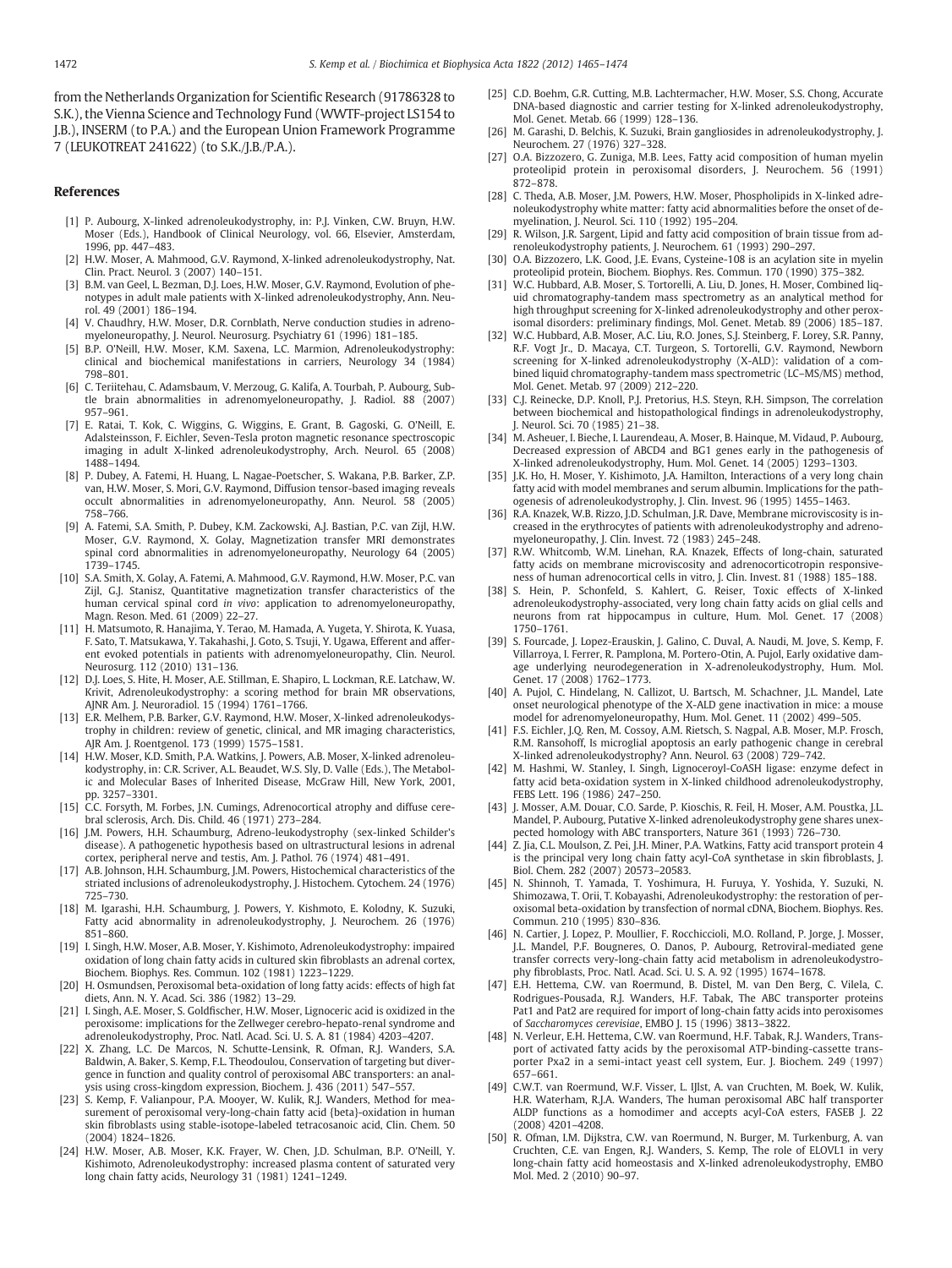from the Netherlands Organization for Scientific Research (91786328 to S.K.), the Vienna Science and Technology Fund (WWTF-project LS154 to J.B.), INSERM (to P.A.) and the European Union Framework Programme 7 (LEUKOTREAT 241622) (to S.K./J.B./P.A.).

## References

[1] P. Aubourg, X-linked adrenoleukodystrophy, in: P.J. Vinken, C.W. Bruyn, H.W. Moser (Eds.), Handbook of Clinical Neurology, vol. 66, Elsevier, Amsterdam, 1996, pp. 447–483.

[2] H.W. Moser, A. Mahmood, G.V. Raymond, X-linked adrenoleukodystrophy, Nat. Clin. Pract. Neurol. 3 (2007) 140–151.

[3] B.M. van Geel, L. Bezman, D.J. Loes, H.W. Moser, G.V. Raymond, Evolution of phenotypes in adult male patients with X-linked adrenoleukodystrophy, Ann. Neurol. 49 (2001) 186–194.

[4] V. Chaudhry, H.W. Moser, D.R. Cornblath, Nerve conduction studies in adrenomyeloneuropathy, J. Neurol. Neurosurg. Psychiatry 61 (1996) 181–185.

[5] B.P. O'Neill, H.W. Moser, K.M. Saxena, L.C. Marmion, Adrenoleukodystrophy: clinical and biochemical manifestations in carriers, Neurology 34 (1984) 798–801.

[6] C. Teriitehau, C. Adamsbaum, V. Merzoug, G. Kalifa, A. Tourbah, P. Aubourg, Subtle brain abnormalities in adrenomyeloneuropathy, J. Radiol. 88 (2007) 957–961.

[7] E. Ratai, T. Kok, C. Wiggins, G. Wiggins, E. Grant, B. Gagoski, G. O'Neill, E. Adalsteinsson, F. Eichler, Seven-Tesla proton magnetic resonance spectroscopic imaging in adult X-linked adrenoleukodystrophy, Arch. Neurol. 65 (2008) 1488–1494.

[8] P. Dubey, A. Fatemi, H. Huang, L. Nagae-Poetscher, S. Wakana, P.B. Barker, Z.P. van, H.W. Moser, S. Mori, G.V. Raymond, Diffusion tensor-based imaging reveals occult abnormalities in adrenomyeloneuropathy, Ann. Neurol. 58 (2005) 758–766.

[9] A. Fatemi, S.A. Smith, P. Dubey, K.M. Zackowski, A.J. Bastian, P.C. van Zijl, H.W. Moser, G.V. Raymond, X. Golay, Magnetization transfer MRI demonstrates spinal cord abnormalities in adrenomyeloneuropathy, Neurology 64 (2005) 1739–1745.

[10] S.A. Smith, X. Golay, A. Fatemi, A. Mahmood, G.V. Raymond, H.W. Moser, P.C. van Zijl, G.J. Stanisz, Quantitative magnetization transfer characteristics of the human cervical spinal cord *in vivo*: application to adrenomyeloneuropathy, Magn. Reson. Med. 61 (2009) 22–27.

[11] H. Matsumoto, R. Hanajima, Y. Terao, M. Hamada, A. Yugeta, Y. Shirota, K. Yuasa, F. Sato, T. Matsukawa, Y. Takahashi, J. Goto, S. Tsuji, Y. Ugawa, Efferent and afferent evoked potentials in patients with adrenomyeloneuropathy, Clin. Neurol. Neurosurg. 112 (2010) 131–136.

[12] D.J. Loes, S. Hite, H. Moser, A.E. Stillman, E. Shapiro, L. Lockman, R.E. Latchaw, W. Krivit, Adrenoleukodystrophy: a scoring method for brain MR observations, AJNR Am. J. Neuroradiol. 15 (1994) 1761–1766.

[13] E.R. Melhem, P.B. Barker, G.V. Raymond, H.W. Moser, X-linked adrenoleukodystrophy in children: review of genetic, clinical, and MR imaging characteristics, AJR Am. J. Roentgenol. 173 (1999) 1575–1581.

[14] H.W. Moser, K.D. Smith, P.A. Watkins, J. Powers, A.B. Moser, X-linked adrenoleukodystrophy, in: C.R. Scriver, A.L. Beaudet, W.S. Sly, D. Valle (Eds.), The Metabolic and Molecular Bases of Inherited Disease, McGraw Hill, New York, 2001, pp. 3257–3301.

[15] C.C. Forsyth, M. Forbes, J.N. Cumings, Adrenocortical atrophy and diffuse cerebral sclerosis, Arch. Dis. Child. 46 (1971) 273–284.

[16] J.M. Powers, H.H. Schaumburg, Adreno-leukodystrophy (sex-linked Schilder's disease). A pathogenetic hypothesis based on ultrastructural lesions in adrenal cortex, peripheral nerve and testis, Am. J. Pathol. 76 (1974) 481–491.

[17] A.B. Johnson, H.H. Schaumburg, J.M. Powers, Histochemical characteristics of the striated inclusions of adrenoleukodystrophy, J. Histochem. Cytochem. 24 (1976) 725–730.

[18] M. Igarashi, H.H. Schaumburg, J. Powers, Y. Kishmoto, E. Kolodny, K. Suzuki, Fatty acid abnormality in adrenoleukodystrophy, J. Neurochem. 26 (1976) 851–860.

[19] I. Singh, H.W. Moser, A.B. Moser, Y. Kishimoto, Adrenoleukodystrophy: impaired oxidation of long chain fatty acids in cultured skin fibroblasts an adrenal cortex, Biochem. Biophys. Res. Commun. 102 (1981) 1223–1229.

[20] H. Osmundsen, Peroxisomal beta-oxidation of long fatty acids: effects of high fat diets, Ann. N. Y. Acad. Sci. 386 (1982) 13–29.

[21] I. Singh, A.E. Moser, S. Goldfischer, H.W. Moser, Lignoceric acid is oxidized in the peroxisome: implications for the Zellweger cerebro-hepato-renal syndrome and adrenoleukodystrophy, Proc. Natl. Acad. Sci. U. S. A. 81 (1984) 4203–4207.

[22] X. Zhang, L.C. De Marcos, N. Schutte-Lensink, R. Ofman, R.J. Wanders, S.A. Baldwin, A. Baker, S. Kemp, F.L. Theodoulou, Conservation of targeting but divergence in function and quality control of peroxisomal ABC transporters: an analysis using cross-kingdom expression, Biochem. J. 436 (2011) 547–557.

[23] S. Kemp, F. Valianpour, P.A. Mooyer, W. Kulik, R.J. Wanders, Method for measurement of peroxisomal very-long-chain fatty acid {beta}-oxidation in human skin fibroblasts using stable-isotope-labeled tetracosanoic acid, Clin. Chem. 50 (2004) 1824–1826.

[24] H.W. Moser, A.B. Moser, K.K. Frayer, W. Chen, J.D. Schulman, B.P. O'Neill, Y. Kishimoto, Adrenoleukodystrophy: increased plasma content of saturated very long chain fatty acids, Neurology 31 (1981) 1241–1249.

[25] C.D. Boehm, G.R. Cutting, M.B. Lachtermacher, H.W. Moser, S.S. Chong, Accurate DNA-based diagnostic and carrier testing for X-linked adrenoleukodystrophy, Mol. Genet. Metab. 66 (1999) 128–136.

[26] M. Garashi, D. Belchis, K. Suzuki, Brain gangliosides in adrenoleukodystrophy, J. Neurochem. 27 (1976) 327–328.

[27] O.A. Bizzozero, G. Zuniga, M.B. Lees, Fatty acid composition of human myelin proteolipid protein in peroxisomal disorders, J. Neurochem. 56 (1991) 872–878.

[28] C. Theda, A.B. Moser, J.M. Powers, H.W. Moser, Phospholipids in X-linked adrenoleukodystrophy white matter: fatty acid abnormalities before the onset of demyelination, J. Neurol. Sci. 110 (1992) 195–204.

[29] R. Wilson, J.R. Sargent, Lipid and fatty acid composition of brain tissue from adrenoleukodystrophy patients, J. Neurochem. 61 (1993) 290–297.

[30] O.A. Bizzozero, L.K. Good, J.E. Evans, Cysteine-108 is an acylation site in myelin proteolipid protein, Biochem. Biophys. Res. Commun. 170 (1990) 375–382.

[31] W.C. Hubbard, A.B. Moser, S. Tortorelli, A. Liu, D. Jones, H. Moser, Combined liquid chromatography-tandem mass spectrometry as an analytical method for high throughput screening for X-linked adrenoleukodystrophy and other peroxisomal disorders: preliminary findings, Mol. Genet. Metab. 89 (2006) 185–187.

[32] W.C. Hubbard, A.B. Moser, A.C. Liu, R.O. Jones, S.J. Steinberg, F. Lorey, S.R. Panny, R.F. Vogt Jr., D. Macaya, C.T. Turgeon, S. Tortorelli, G.V. Raymond, Newborn screening for X-linked adrenoleukodystrophy (X-ALD): validation of a combined liquid chromatography-tandem mass spectrometric (LC–MS/MS) method, Mol. Genet. Metab. 97 (2009) 212–220.

[33] C.J. Reinecke, D.P. Knoll, P.J. Pretorius, H.S. Steyn, R.H. Simpson, The correlation between biochemical and histopathological findings in adrenoleukodystrophy, J. Neurol. Sci. 70 (1985) 21–38.

[34] M. Asheuer, I. Bieche, I. Laurendeau, A. Moser, B. Hainque, M. Vidaud, P. Aubourg, Decreased expression of ABCD4 and BG1 genes early in the pathogenesis of X-linked adrenoleukodystrophy, Hum. Mol. Genet. 14 (2005) 1293–1303.

[35] J.K. Ho, H. Moser, Y. Kishimoto, J.A. Hamilton, Interactions of a very long chain fatty acid with model membranes and serum albumin. Implications for the pathogenesis of adrenoleukodystrophy, J. Clin. Invest. 96 (1995) 1455–1463.

[36] R.A. Knazek, W.B. Rizzo, J.D. Schulman, J.R. Dave, Membrane microviscosity is increased in the erythrocytes of patients with adrenoleukodystrophy and adrenomyeloneuropathy, J. Clin. Invest. 72 (1983) 245–248.

[37] R.W. Whitcomb, W.M. Linehan, R.A. Knazek, Effects of long-chain, saturated fatty acids on membrane microviscosity and adrenocorticotropin responsiveness of human adrenocortical cells in vitro, J. Clin. Invest. 81 (1988) 185–188.

[38] S. Hein, P. Schonfeld, S. Kahlert, G. Reiser, Toxic effects of X-linked adrenoleukodystrophy-associated, very long chain fatty acids on glial cells and neurons from rat hippocampus in culture, Hum. Mol. Genet. 17 (2008) 1750–1761.

[39] S. Fourcade, J. Lopez-Erauskin, J. Galino, C. Duval, A. Naudi, M. Jove, S. Kemp, F. Villarroya, I. Ferrer, R. Pamplona, M. Portero-Otin, A. Pujol, Early oxidative damage underlying neurodegeneration in X-adrenoleukodystrophy, Hum. Mol. Genet. 17 (2008) 1762–1773.

[40] A. Pujol, C. Hindelang, N. Callizot, U. Bartsch, M. Schachner, J.L. Mandel, Late onset neurological phenotype of the X-ALD gene inactivation in mice: a mouse model for adrenomyeloneuropathy, Hum. Mol. Genet. 11 (2002) 499–505.

[41] F.S. Eichler, J.Q. Ren, M. Cossoy, A.M. Rietsch, S. Nagpal, A.B. Moser, M.P. Frosch, R.M. Ransohoff, Is microglial apoptosis an early pathogenic change in cerebral X-linked adrenoleukodystrophy? Ann. Neurol. 63 (2008) 729–742.

[42] M. Hashmi, W. Stanley, I. Singh, Lignoceroyl-CoASH ligase: enzyme defect in fatty acid beta-oxidation system in X-linked childhood adrenoleukodystrophy, FEBS Lett. 196 (1986) 247–250.

[43] J. Mosser, A.M. Douar, C.O. Sarde, P. Kioschis, R. Feil, H. Moser, A.M. Poustka, J.L. Mandel, P. Aubourg, Putative X-linked adrenoleukodystrophy gene shares unexpected homology with ABC transporters, Nature 361 (1993) 726–730.

[44] Z. Jia, C.L. Moulson, Z. Pei, J.H. Miner, P.A. Watkins, Fatty acid transport protein 4 is the principal very long chain fatty acyl-CoA synthetase in skin fibroblasts, J. Biol. Chem. 282 (2007) 20573–20583.

[45] N. Shinnoh, T. Yamada, T. Yoshimura, H. Furuya, Y. Yoshida, Y. Suzuki, N. Shimozawa, T. Orii, T. Kobayashi, Adrenoleukodystrophy: the restoration of peroxisomal beta-oxidation by transfection of normal cDNA, Biochem. Biophys. Res. Commun. 210 (1995) 830–836.

[46] N. Cartier, J. Lopez, P. Moullier, F. Rocchiccioli, M.O. Rolland, P. Jorge, J. Mosser, J.L. Mandel, P.F. Bougneres, O. Danos, P. Aubourg, Retroviral-mediated gene transfer corrects very-long-chain fatty acid metabolism in adrenoleukodystrophy fibroblasts, Proc. Natl. Acad. Sci. U. S. A. 92 (1995) 1674–1678.

[47] E.H. Hettema, C.W. van Roermund, B. Distel, M. van Den Berg, C. Vilela, C. Rodrigues-Pousada, R.J. Wanders, H.F. Tabak, The ABC transporter proteins Pat1 and Pat2 are required for import of long-chain fatty acids into peroxisomes of *Saccharomyces cerevisiae*, EMBO J. 15 (1996) 3813–3822.

[48] N. Verleur, E.H. Hettema, C.W. van Roermund, H.F. Tabak, R.J. Wanders, Transport of activated fatty acids by the peroxisomal ATP-binding-cassette transporter Pxa2 in a semi-intact yeast cell system, Eur. J. Biochem. 249 (1997) 657–661.

[49] C.W.T. van Roermund, W.F. Visser, L. IJlst, A. van Cruchten, M. Boek, W. Kulik, H.R. Waterham, R.J.A. Wanders, The human peroxisomal ABC half transporter ALDP functions as a homodimer and accepts acyl-CoA esters, FASEB J. 22 (2008) 4201–4208.

[50] R. Ofman, I.M. Dijkstra, C.W. van Roermund, N. Burger, M. Turkenburg, A. van Cruchten, C.E. van Engen, R.J. Wanders, S. Kemp, The role of ELOVL1 in very long-chain fatty acid homeostasis and X-linked adrenoleukodystrophy, EMBO Mol. Med. 2 (2010) 90–97.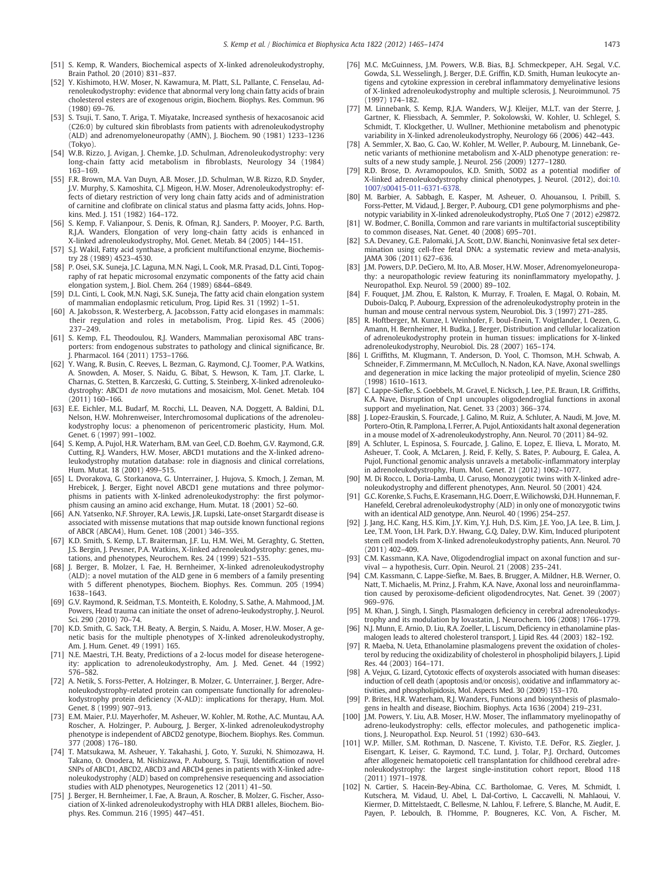[51] S. Kemp, R. Wanders, Biochemical aspects of X-linked adrenoleukodystrophy, Brain Pathol. 20 (2010) 831–837.

[52] Y. Kishimoto, H.W. Moser, N. Kawamura, M. Platt, S.L. Pallante, C. Fenselau, Adrenoleukodystrophy: evidence that abnormal very long chain fatty acids of brain cholesterol esters are of exogenous origin, Biochem. Biophys. Res. Commun. 96 (1980) 69–76.

[53] S. Tsuji, T. Sano, T. Ariga, T. Miyatake, Increased synthesis of hexacosanoic acid (C26:0) by cultured skin fibroblasts from patients with adrenoleukodystrophy (ALD) and adrenomyeloneuropathy (AMN), J. Biochem. 90 (1981) 1233–1236 (Tokyo).

[54] W.B. Rizzo, J. Avigan, J. Chemke, J.D. Schulman, Adrenoleukodystrophy: very long-chain fatty acid metabolism in fibroblasts, Neurology 34 (1984) 163–169.

[55] F.R. Brown, M.A. Van Duyn, A.B. Moser, J.D. Schulman, W.B. Rizzo, R.D. Snyder, J.V. Murphy, S. Kamoshita, C.J. Migeon, H.W. Moser, Adrenoleukodystrophy: effects of dietary restriction of very long chain fatty acids and of administration of carnitine and clofibrate on clinical status and plasma fatty acids, Johns. Hopkins. Med. J. 151 (1982) 164–172.

[56] S. Kemp, F. Valianpour, S. Denis, R. Ofman, R.J. Sanders, P. Mooyer, P.G. Barth, R.J.A. Wanders, Elongation of very long-chain fatty acids is enhanced in X-linked adrenoleukodystrophy, Mol. Genet. Metab. 84 (2005) 144–151.

[57] S.J. Wakil, Fatty acid synthase, a proficient multifunctional enzyme, Biochemistry 28 (1989) 4523–4530.

[58] P. Osei, S.K. Suneja, J.C. Laguna, M.N. Nagi, L. Cook, M.R. Prasad, D.L. Cinti, Topography of rat hepatic microsomal enzymatic components of the fatty acid chain elongation system, J. Biol. Chem. 264 (1989) 6844–6849.

[59] D.L. Cinti, L. Cook, M.N. Nagi, S.K. Suneja, The fatty acid chain elongation system of mammalian endoplasmic reticulum, Prog. Lipid Res. 31 (1992) 1–51.

[60] A. Jakobsson, R. Westerberg, A. Jacobsson, Fatty acid elongases in mammals: their regulation and roles in metabolism, Prog. Lipid Res. 45 (2006) 237–249.

[61] S. Kemp, F.L. Theodoulou, R.J. Wanders, Mammalian peroxisomal ABC transporters: from endogenous substrates to pathology and clinical significance, Br. J. Pharmacol. 164 (2011) 1753–1766.

[62] Y. Wang, R. Busin, C. Reeves, L. Bezman, G. Raymond, C.J. Toomer, P.A. Watkins, A. Snowden, A. Moser, S. Naidu, G. Bibat, S. Hewson, K. Tam, J.T. Clarke, L. Charnas, G. Stetten, B. Karczeski, G. Cutting, S. Steinberg, X-linked adrenoleukodystrophy: ABCD1 *de novo* mutations and mosaicism, Mol. Genet. Metab. 104 (2011) 160–166.

[63] E.E. Eichler, M.L. Budarf, M. Rocchi, L.L. Deaven, N.A. Doggett, A. Baldini, D.L. Nelson, H.W. Mohrenweiser, Interchromosomal duplications of the adrenoleukodystrophy locus: a phenomenon of pericentromeric plasticity, Hum. Mol. Genet. 6 (1997) 991–1002.

[64] S. Kemp, A. Pujol, H.R. Waterham, B.M. van Geel, C.D. Boehm, G.V. Raymond, G.R. Cutting, R.J. Wanders, H.W. Moser, ABCD1 mutations and the X-linked adrenoleukodystrophy mutation database: role in diagnosis and clinical correlations, Hum. Mutat. 18 (2001) 499–515.

[65] L. Dvorakova, G. Storkanova, G. Unterrainer, J. Hujova, S. Kmoch, J. Zeman, M. Hrebicek, J. Berger, Eight novel ABCD1 gene mutations and three polymorphisms in patients with X-linked adrenoleukodystrophy: the first polymorphism causing an amino acid exchange, Hum. Mutat. 18 (2001) 52–60.

[66] A.N. Yatsenko, N.F. Shroyer, R.A. Lewis, J.R. Lupski, Late-onset Stargardt disease is associated with missense mutations that map outside known functional regions of ABCR (ABCA4), Hum. Genet. 108 (2001) 346–355.

[67] K.D. Smith, S. Kemp, L.T. Braiterman, J.F. Lu, H.M. Wei, M. Geraghty, G. Stetten, J.S. Bergin, J. Pevsner, P.A. Watkins, X-linked adrenoleukodystrophy: genes, mutations, and phenotypes, Neurochem. Res. 24 (1999) 521–535.

[68] J. Berger, B. Molzer, I. Fae, H. Bernheimer, X-linked adrenoleukodystrophy (ALD): a novel mutation of the ALD gene in 6 members of a family presenting with 5 different phenotypes, Biochem. Biophys. Res. Commun. 205 (1994) 1638–1643.

[69] G.V. Raymond, R. Seidman, T.S. Monteith, E. Kolodny, S. Sathe, A. Mahmood, J.M. Powers, Head trauma can initiate the onset of adreno-leukodystrophy, J. Neurol. Sci. 290 (2010) 70–74.

[70] K.D. Smith, G. Sack, T.H. Beaty, A. Bergin, S. Naidu, A. Moser, H.W. Moser, A genetic basis for the multiple phenotypes of X-linked adrenoleukodystrophy, Am. J. Hum. Genet. 49 (1991) 165.

[71] N.E. Maestri, T.H. Beaty, Predictions of a 2-locus model for disease heterogeneity: application to adrenoleukodystrophy, Am. J. Med. Genet. 44 (1992) 576–582.

[72] A. Netik, S. Forss-Petter, A. Holzinger, B. Molzer, G. Unterrainer, J. Berger, Adrenoleukodystrophy-related protein can compensate functionally for adrenoleukodystrophy protein deficiency (X-ALD): implications for therapy, Hum. Mol. Genet. 8 (1999) 907–913.

[73] E.M. Maier, P.U. Mayerhofer, M. Asheuer, W. Kohler, M. Rothe, A.C. Muntau, A.A. Roscher, A. Holzinger, P. Aubourg, J. Berger, X-linked adrenoleukodystrophy phenotype is independent of ABCD2 genotype, Biochem. Biophys. Res. Commun. 377 (2008) 176–180.

[74] T. Matsukawa, M. Asheuer, Y. Takahashi, J. Goto, Y. Suzuki, N. Shimozawa, H. Takano, O. Onodera, M. Nishizawa, P. Aubourg, S. Tsuji, Identification of novel SNPs of ABCD1, ABCD2, ABCD3 and ABCD4 genes in patients with X-linked adrenoleukodystrophy (ALD) based on comprehensive resequencing and association studies with ALD phenotypes, Neurogenetics 12 (2011) 41–50.

[75] J. Berger, H. Bernheimer, I. Fae, A. Braun, A. Roscher, B. Molzer, G. Fischer, Association of X-linked adrenoleukodystrophy with HLA DRB1 alleles, Biochem. Biophys. Res. Commun. 216 (1995) 447–451.

[76] M.C. McGuinness, J.M. Powers, W.B. Bias, B.J. Schmeckpeper, A.H. Segal, V.C. Gowda, S.L. Wesselingh, J. Berger, D.E. Griffin, K.D. Smith, Human leukocyte antigens and cytokine expression in cerebral inflammatory demyelinative lesions of X-linked adrenoleukodystrophy and multiple sclerosis, J. Neuroimmunol. 75 (1997) 174–182.

[77] M. Linnebank, S. Kemp, R.J.A. Wanders, W.J. Kleijer, M.L.T. van der Sterre, J. Gartner, K. Fliessbach, A. Semmler, P. Sokolowski, W. Kohler, U. Schlegel, S. Schmidt, T. Klockgether, U. Wullner, Methionine metabolism and phenotypic variability in X-linked adrenoleukodystrophy, Neurology 66 (2006) 442–443.

[78] A. Semmler, X. Bao, G. Cao, W. Kohler, M. Weller, P. Aubourg, M. Linnebank, Genetic variants of methionine metabolism and X-ALD phenotype generation: results of a new study sample, J. Neurol. 256 (2009) 1277–1280.

[79] R.D. Brose, D. Avramopoulos, K.D. Smith, SOD2 as a potential modifier of X-linked adrenoleukodystrophy clinical phenotypes, J. Neurol. (2012), doi:10.1007/s00415-011-6371-6378.

[80] M. Barbier, A. Sabbagh, E. Kasper, M. Asheuer, O. Ahouansou, I. Pribill, S. Forss-Petter, M. Vidaud, J. Berger, P. Aubourg, CD1 gene polymorphisms and phenotypic variability in X-linked adrenoleukodystrophy, PLoS One 7 (2012) e29872.

[81] W. Bodmer, C. Bonilla, Common and rare variants in multifactorial susceptibility to common diseases, Nat. Genet. 40 (2008) 695–701.

[82] S.A. Devaney, G.E. Palomaki, J.A. Scott, D.W. Bianchi, Noninvasive fetal sex determination using cell-free fetal DNA: a systematic review and meta-analysis, JAMA 306 (2011) 627–636.

[83] J.M. Powers, D.P. DeCiero, M. Ito, A.B. Moser, H.W. Moser, Adrenomyeloneuropathy: a neuropathologic review featuring its noninflammatory myelopathy, J. Neuropathol. Exp. Neurol. 59 (2000) 89–102.

[84] F. Fouquet, J.M. Zhou, E. Ralston, K. Murray, F. Troalen, E. Magal, O. Robain, M. Dubois-Dalcq, P. Aubourg, Expression of the adrenoleukodystrophy protein in the human and mouse central nervous system, Neurobiol. Dis. 3 (1997) 271–285.

[85] R. Hoftberger, M. Kunze, I. Weinhofer, F. boul-Enein, T. Voigtlander, I. Oezen, G. Amann, H. Bernheimer, H. Budka, J. Berger, Distribution and cellular localization of adrenoleukodystrophy protein in human tissues: implications for X-linked adrenoleukodystrophy, Neurobiol. Dis. 28 (2007) 165–174.

[86] I. Griffiths, M. Klugmann, T. Anderson, D. Yool, C. Thomson, M.H. Schwab, A. Schneider, F. Zimmermann, M. McCulloch, N. Nadon, K.A. Nave, Axonal swellings and degeneration in mice lacking the major proteolipid of myelin, Science 280 (1998) 1610–1613.

[87] C. Lappe-Siefke, S. Goebbels, M. Gravel, E. Nicksch, J. Lee, P.E. Braun, I.R. Griffiths, K.A. Nave, Disruption of Cnp1 uncouples oligodendroglial functions in axonal support and myelination, Nat. Genet. 33 (2003) 366–374.

[88] J. Lopez-Erauskin, S. Fourcade, J. Galino, M. Ruiz, A. Schluter, A. Naudi, M. Jove, M. Portero-Otin, R. Pamplona, I. Ferrer, A. Pujol, Antioxidants halt axonal degeneration in a mouse model of X-adrenoleukodystrophy, Ann. Neurol. 70 (2011) 84–92.

[89] A. Schluter, L. Espinosa, S. Fourcade, J. Galino, E. Lopez, E. Ilieva, L. Morato, M. Asheuer, T. Cook, A. McLaren, J. Reid, F. Kelly, S. Bates, P. Aubourg, E. Galea, A. Pujol, Functional genomic analysis unravels a metabolic-inflammatory interplay in adrenoleukodystrophy, Hum. Mol. Genet. 21 (2012) 1062–1077.

[90] M. Di Rocco, L. Doria-Lamba, U. Caruso, Monozygotic twins with X-linked adrenoleukodystrophy and different phenotypes, Ann. Neurol. 50 (2001) 424.

[91] G.C. Korenke, S. Fuchs, E. Krasemann, H.G. Doerr, E. Wilichowski, D.H. Hunneman, F. Hanefeld, Cerebral adrenoleukodystrophy (ALD) in only one of monozygotic twins with an identical ALD genotype, Ann. Neurol. 40 (1996) 254–257.

[92] J. Jang, H.C. Kang, H.S. Kim, J.Y. Kim, Y.J. Huh, D.S. Kim, J.E. Yoo, J.A. Lee, B. Lim, J. Lee, T.M. Yoon, I.H. Park, D.Y. Hwang, G.Q. Daley, D.W. Kim, Induced pluripotent stem cell models from X-linked adrenoleukodystrophy patients, Ann. Neurol. 70 (2011) 402–409.

[93] C.M. Kassmann, K.A. Nave, Oligodendroglial impact on axonal function and survival — a hypothesis, Curr. Opin. Neurol. 21 (2008) 235–241.

[94] C.M. Kassmann, C. Lappe-Siefke, M. Baes, B. Brugger, A. Mildner, H.B. Werner, O. Natt, T. Michaelis, M. Prinz, J. Frahm, K.A. Nave, Axonal loss and neuroinflammation caused by peroxisome-deficient oligodendrocytes, Nat. Genet. 39 (2007) 969–976.

[95] M. Khan, J. Singh, I. Singh, Plasmalogen deficiency in cerebral adrenoleukodystrophy and its modulation by lovastatin, J. Neurochem. 106 (2008) 1766–1779.

[96] N.J. Munn, E. Arnio, D. Liu, R.A. Zoeller, L. Liscum, Deficiency in ethanolamine plasmalogen leads to altered cholesterol transport, J. Lipid Res. 44 (2003) 182–192.

[97] R. Maeba, N. Ueta, Ethanolamine plasmalogens prevent the oxidation of cholesterol by reducing the oxidizability of cholesterol in phospholipid bilayers, J. Lipid Res. 44 (2003) 164–171.

[98] A. Vejux, G. Lizard, Cytotoxic effects of oxysterols associated with human diseases: induction of cell death (apoptosis and/or oncosis), oxidative and inflammatory activities, and phospholipidosis, Mol. Aspects Med. 30 (2009) 153–170.

[99] P. Brites, H.R. Waterham, R.J. Wanders, Functions and biosynthesis of plasmalogens in health and disease, Biochim. Biophys. Acta 1636 (2004) 219–231.

[100] J.M. Powers, Y. Liu, A.B. Moser, H.W. Moser, The inflammatory myelinopathy of adreno-leukodystrophy: cells, effector molecules, and pathogenetic implications, J. Neuropathol. Exp. Neurol. 51 (1992) 630–643.

[101] W.P. Miller, S.M. Rothman, D. Nascene, T. Kivisto, T.E. DeFor, R.S. Ziegler, J. Eisengart, K. Leiser, G. Raymond, T.C. Lund, J. Tolar, P.J. Orchard, Outcomes after allogeneic hematopoietic cell transplantation for childhood cerebral adrenoleukodystrophy: the largest single-institution cohort report, Blood 118 (2011) 1971–1978.

[102] N. Cartier, S. Hacein-Bey-Abina, C.C. Bartholomae, G. Veres, M. Schmidt, I. Kutschera, M. Vidaud, U. Abel, L. Dal-Cortivo, L. Caccavelli, N. Mahlaoui, V. Kiermer, D. Mittelstaedt, C. Bellesme, N. Lahlou, F. Lefrere, S. Blanche, M. Audit, E. Payen, P. Leboulch, B. l'Homme, P. Bougneres, K.C. Von, A. Fischer, M.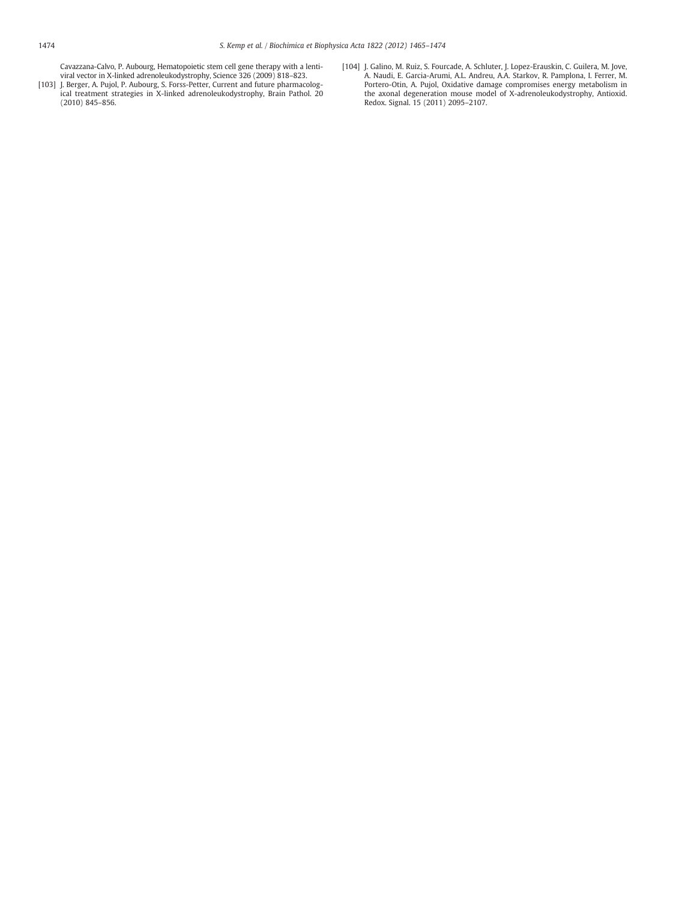Cavazzana-Calvo, P. Aubourg, Hematopoietic stem cell gene therapy with a lentiviral vector in X-linked adrenoleukodystrophy, Science 326 (2009) 818–823.

[103] J. Berger, A. Pujol, P. Aubourg, S. Forss-Petter, Current and future pharmacological treatment strategies in X-linked adrenoleukodystrophy, Brain Pathol. 20 (2010) 845–856.

[104] J. Galino, M. Ruiz, S. Fourcade, A. Schluter, J. Lopez-Erauskin, C. Guilera, M. Jove, A. Naudi, E. Garcia-Arumi, A.L. Andreu, A.A. Starkov, R. Pamplona, I. Ferrer, M. Portero-Otin, A. Pujol, Oxidative damage compromises energy metabolism in the axonal degeneration mouse model of X-adrenoleukodystrophy, Antioxid. Redox. Signal. 15 (2011) 2095–2107.